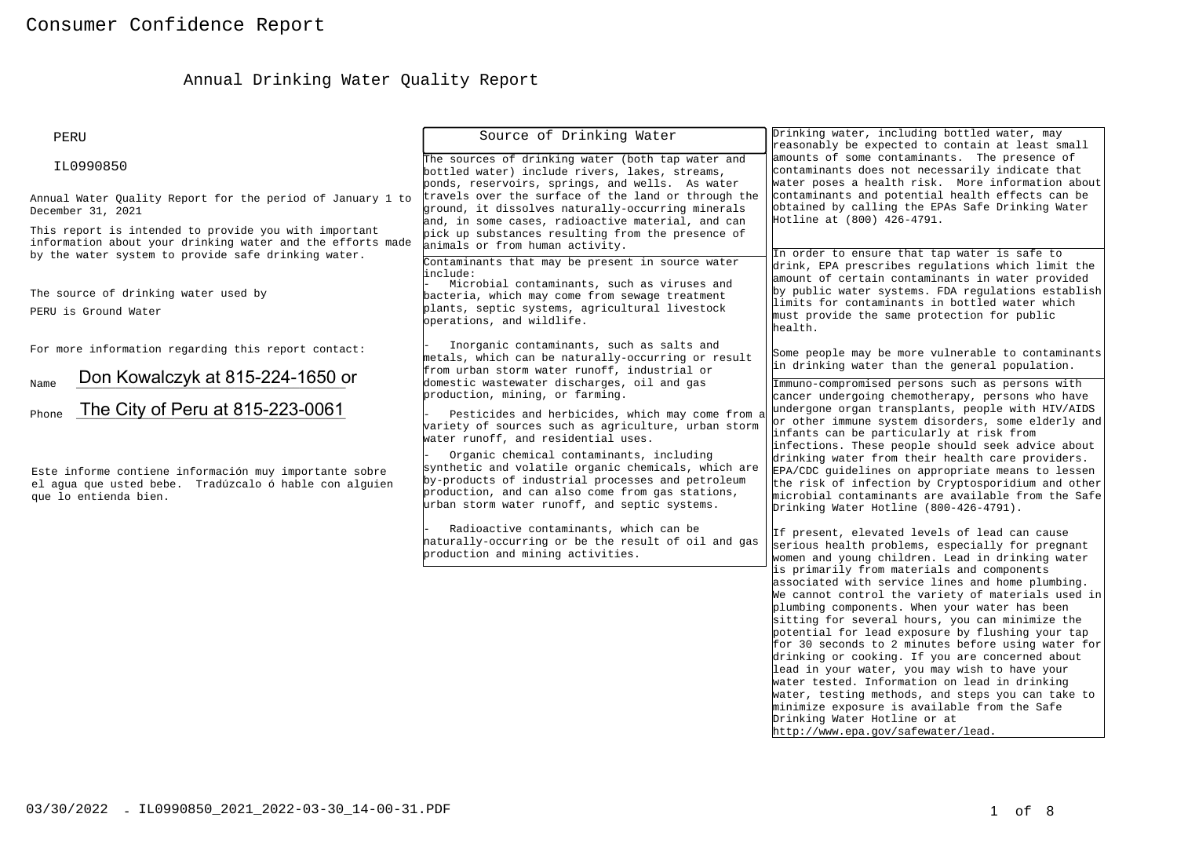# Consumer Confidence Report

## Annual Drinking Water Quality Report

PERU

IL0990850

Annual Water Quality Report for the period of January 1 to December 31, 2021

This report is intended to provide you with important information about your drinking water and the efforts made by the water system to provide safe drinking water.

The source of drinking water used by PERU is Ground Water

For more information regarding this report contact:

Name Don Kowalczyk at 815-224-1650 or

Phone The City of Peru at 815-223-0061

Este informe contiene información muy importante sobre el agua que usted bebe. Tradúzcalo ó hable con alguien que lo entienda bien.

### Source of Drinking Water

The sources of drinking water (both tap water and bottled water) include rivers, lakes, streams, ponds, reservoirs, springs, and wells. As water travels over the surface of the land or through the ground, it dissolves naturally-occurring minerals and, in some cases, radioactive material, and can pick up substances resulting from the presence of animals or from human activity.

Contaminants that may be present in source water include:

- Microbial contaminants, such as viruses and bacteria, which may come from sewage treatment plants, septic systems, agricultural livestock operations, and wildlife.
- Inorganic contaminants, such as salts and metals, which can be naturally-occurring or result from urban storm water runoff, industrial or domestic wastewater discharges, oil and gas production, mining, or farming.
- Pesticides and herbicides, which may come from a variety of sources such as agriculture, urban storm water runoff, and residential uses.
- Organic chemical contaminants, including synthetic and volatile organic chemicals, which are by-products of industrial processes and petroleum production, and can also come from gas stations, urban storm water runoff, and septic systems.
- Radioactive contaminants, which can be naturally-occurring or be the result of oil and gas production and mining activities.

Drinking water, including bottled water, may reasonably be expected to contain at least small amounts of some contaminants. The presence of contaminants does not necessarily indicate that water poses a health risk. More information about contaminants and potential health effects can be obtained by calling the EPAs Safe Drinking Water Hotline at (800) 426-4791.

In order to ensure that tap water is safe to drink, EPA prescribes regulations which limit the amount of certain contaminants in water provided by public water systems. FDA regulations establish limits for contaminants in bottled water which must provide the same protection for public health.

Some people may be more vulnerable to contaminants in drinking water than the general population.

Immuno-compromised persons such as persons with cancer undergoing chemotherapy, persons who have undergone organ transplants, people with HIV/AIDS or other immune system disorders, some elderly and infants can be particularly at risk from infections. These people should seek advice about drinking water from their health care providers. EPA/CDC guidelines on appropriate means to lessen the risk of infection by Cryptosporidium and other microbial contaminants are available from the Safe Drinking Water Hotline (800-426-4791).

If present, elevated levels of lead can cause serious health problems, especially for pregnant women and young children. Lead in drinking water is primarily from materials and components associated with service lines and home plumbing. We cannot control the variety of materials used in plumbing components. When your water has been sitting for several hours, you can minimize the potential for lead exposure by flushing your tap for 30 seconds to 2 minutes before using water for drinking or cooking. If you are concerned about lead in your water, you may wish to have your water tested. Information on lead in drinking water, testing methods, and steps you can take to minimize exposure is available from the Safe Drinking Water Hotline or at http://www.epa.gov/safewater/lead.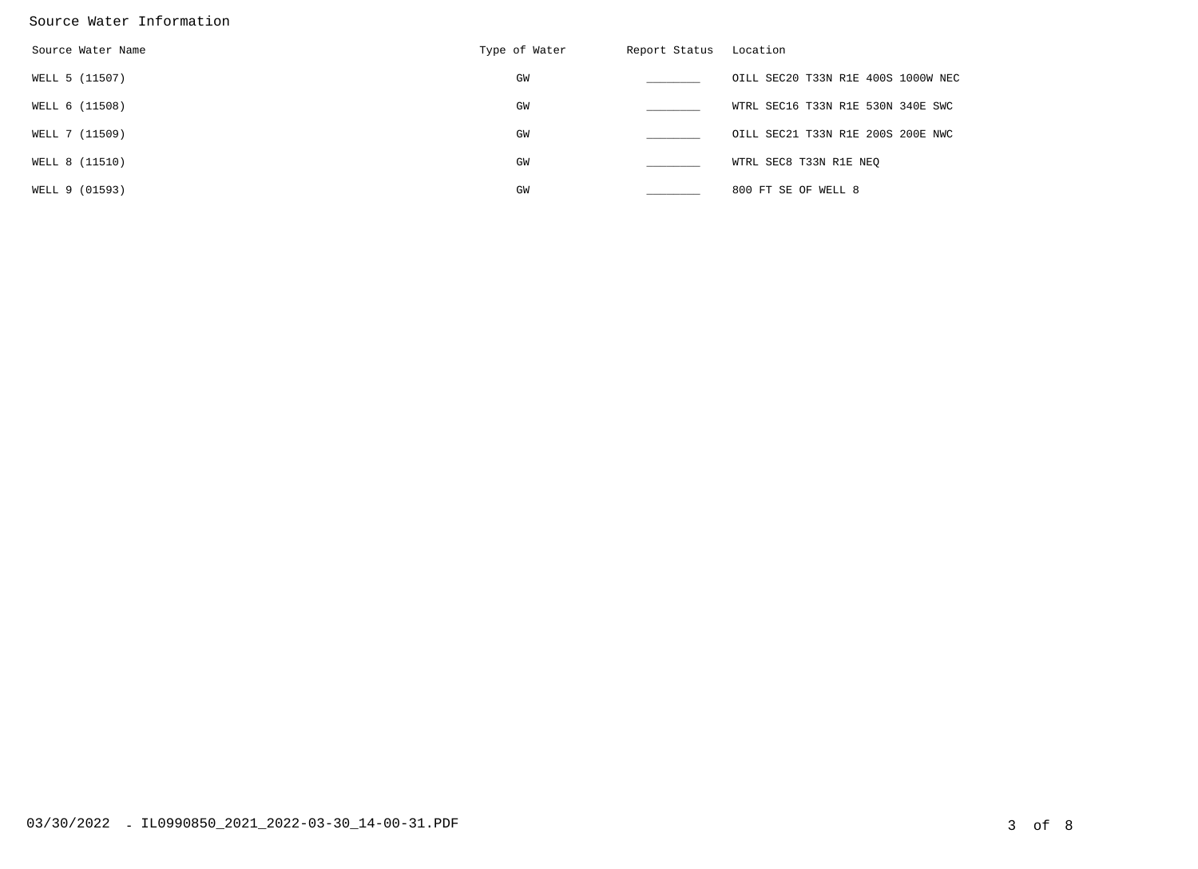Source Water Information

| Source Water Name | Type of Water | Report Status | Location |
|---|---|---|---|
| WELL 5 (11507) | GW | ________ | OILL SEC20 T33N R1E 400S 1000W NEC |
| WELL 6 (11508) | GW | ________ | WTRL SEC16 T33N R1E 530N 340E SWC |
| WELL 7 (11509) | GW | ________ | OILL SEC21 T33N R1E 200S 200E NWC |
| WELL 8 (11510) | GW | ________ | WTRL SEC8 T33N R1E NEQ |
| WELL 9 (01593) | GW | ________ | 800 FT SE OF WELL 8 |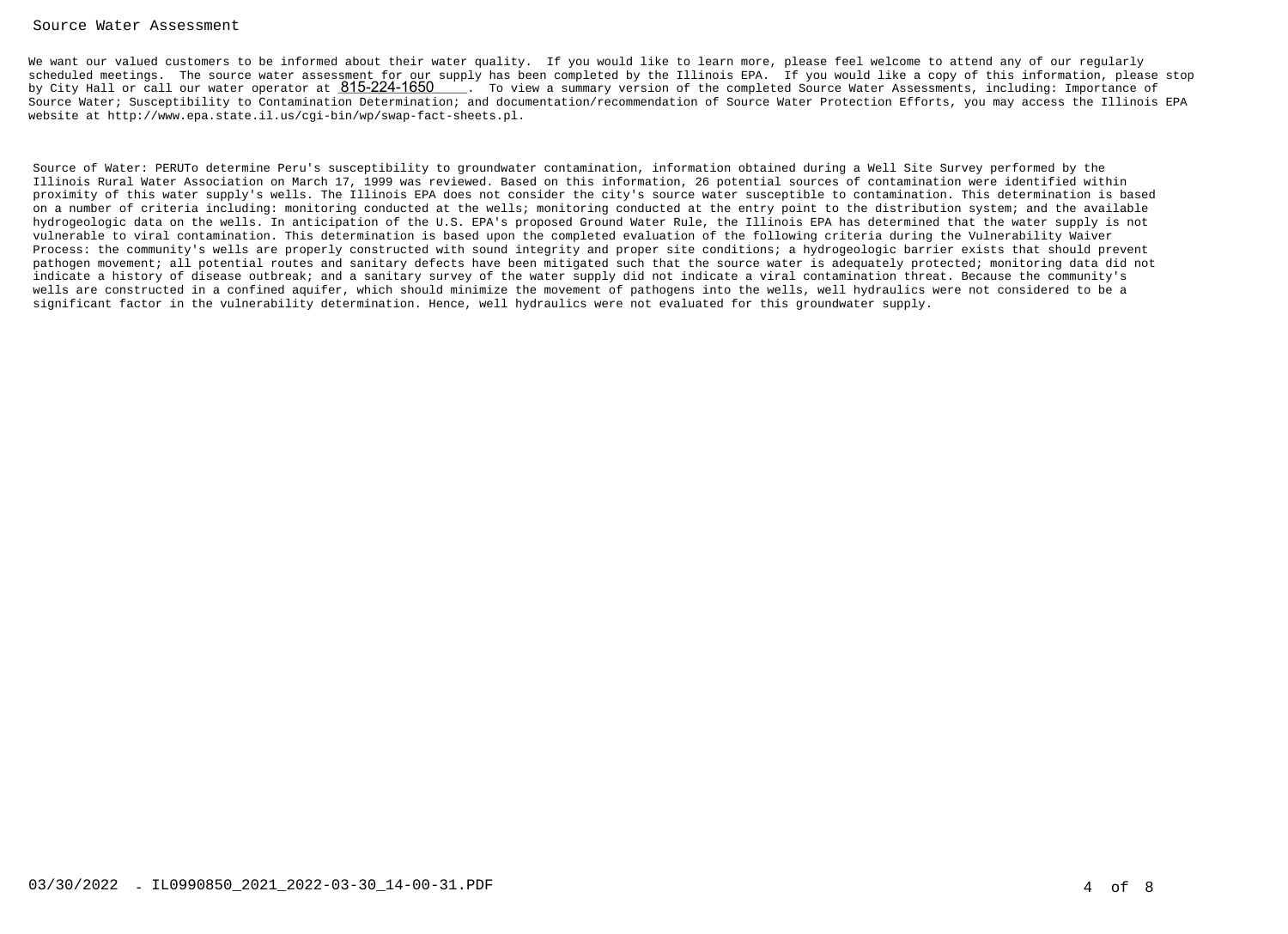## Source Water Assessment

We want our valued customers to be informed about their water quality. If you would like to learn more, please feel welcome to attend any of our regularly scheduled meetings. The source water assessment for our supply has been completed by the Illinois EPA. If you would like a copy of this information, please stop by City Hall or call our water operator at 815-224-1650. To view a summary version of the completed Source Water Assessments, including: Importance of Source Water; Susceptibility to Contamination Determination; and documentation/recommendation of Source Water Protection Efforts, you may access the Illinois EPA website at http://www.epa.state.il.us/cgi-bin/wp/swap-fact-sheets.pl.

Source of Water: PERUTo determine Peru's susceptibility to groundwater contamination, information obtained during a Well Site Survey performed by the Illinois Rural Water Association on March 17, 1999 was reviewed. Based on this information, 26 potential sources of contamination were identified within proximity of this water supply's wells. The Illinois EPA does not consider the city's source water susceptible to contamination. This determination is based on a number of criteria including: monitoring conducted at the wells; monitoring conducted at the entry point to the distribution system; and the available hydrogeologic data on the wells. In anticipation of the U.S. EPA's proposed Ground Water Rule, the Illinois EPA has determined that the water supply is not vulnerable to viral contamination. This determination is based upon the completed evaluation of the following criteria during the Vulnerability Waiver Process: the community's wells are properly constructed with sound integrity and proper site conditions; a hydrogeologic barrier exists that should prevent pathogen movement; all potential routes and sanitary defects have been mitigated such that the source water is adequately protected; monitoring data did not indicate a history of disease outbreak; and a sanitary survey of the water supply did not indicate a viral contamination threat. Because the community's wells are constructed in a confined aquifer, which should minimize the movement of pathogens into the wells, well hydraulics were not considered to be a significant factor in the vulnerability determination. Hence, well hydraulics were not evaluated for this groundwater supply.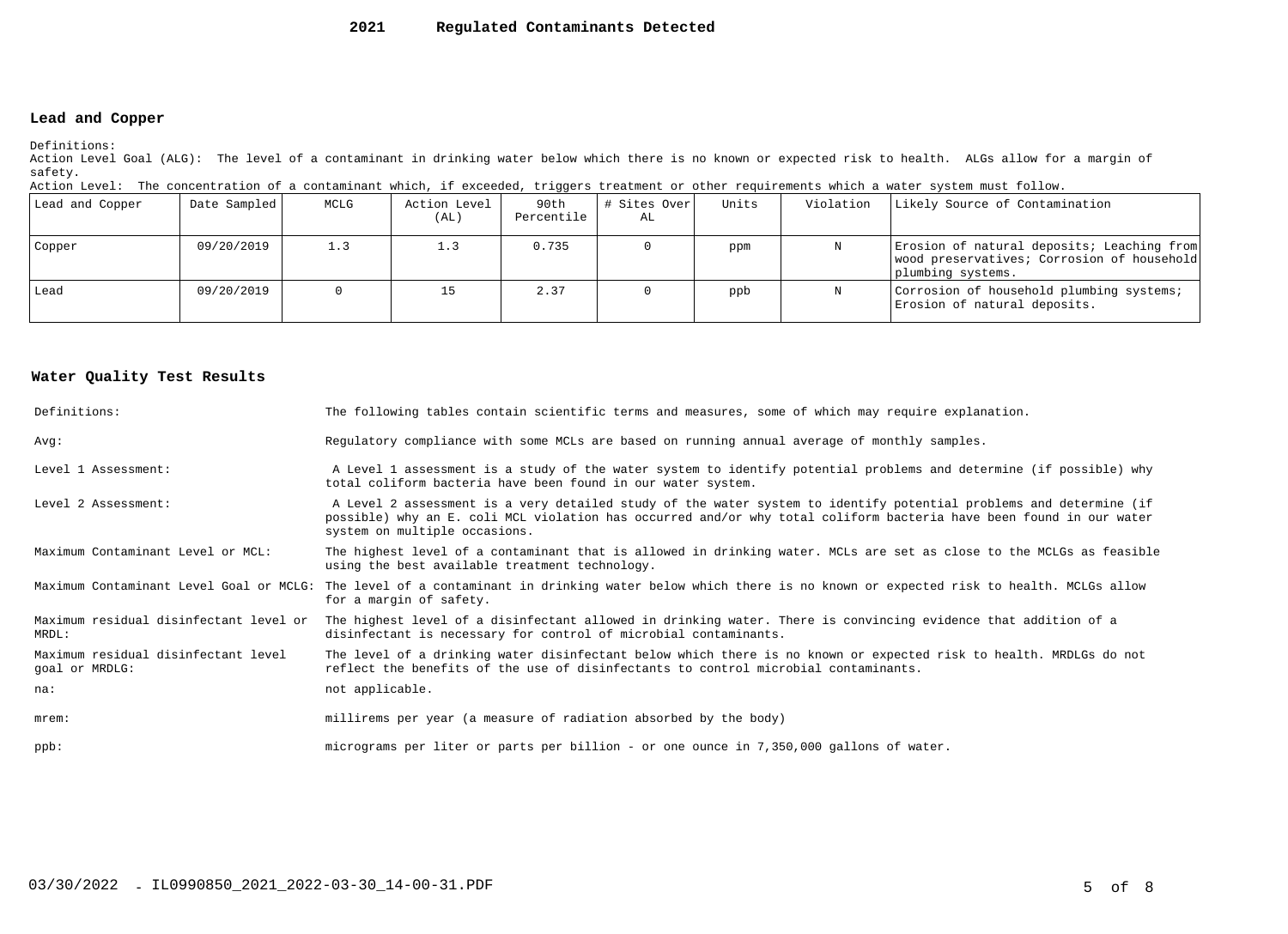# 2021 Regulated Contaminants Detected

## Lead and Copper

Definitions:
Action Level Goal (ALG): The level of a contaminant in drinking water below which there is no known or expected risk to health. ALGs allow for a margin of safety.
Action Level: The concentration of a contaminant which, if exceeded, triggers treatment or other requirements which a water system must follow.

| Lead and Copper | Date Sampled | MCLG | Action Level (AL) | 90th Percentile | # Sites Over AL | Units | Violation | Likely Source of Contamination |
|---|---|---|---|---|---|---|---|---|
| Copper | 09/20/2019 | 1.3 | 1.3 | 0.735 | 0 | ppm | N | Erosion of natural deposits; Leaching from wood preservatives; Corrosion of household plumbing systems. |
| Lead | 09/20/2019 | 0 | 15 | 2.37 | 0 | ppb | N | Corrosion of household plumbing systems; Erosion of natural deposits. |

## Water Quality Test Results

| | |
|---|---|
| Definitions: | The following tables contain scientific terms and measures, some of which may require explanation. |
| Avg: | Regulatory compliance with some MCLs are based on running annual average of monthly samples. |
| Level 1 Assessment: | A Level 1 assessment is a study of the water system to identify potential problems and determine (if possible) why total coliform bacteria have been found in our water system. |
| Level 2 Assessment: | A Level 2 assessment is a very detailed study of the water system to identify potential problems and determine (if possible) why an E. coli MCL violation has occurred and/or why total coliform bacteria have been found in our water system on multiple occasions. |
| Maximum Contaminant Level or MCL: | The highest level of a contaminant that is allowed in drinking water. MCLs are set as close to the MCLGs as feasible using the best available treatment technology. |
| Maximum Contaminant Level Goal or MCLG: | The level of a contaminant in drinking water below which there is no known or expected risk to health. MCLGs allow for a margin of safety. |
| Maximum residual disinfectant level or MRDL: | The highest level of a disinfectant allowed in drinking water. There is convincing evidence that addition of a disinfectant is necessary for control of microbial contaminants. |
| Maximum residual disinfectant level goal or MRDLG: | The level of a drinking water disinfectant below which there is no known or expected risk to health. MRDLGs do not reflect the benefits of the use of disinfectants to control microbial contaminants. |
| na: | not applicable. |
| mrem: | millirems per year (a measure of radiation absorbed by the body) |
| ppb: | micrograms per liter or parts per billion - or one ounce in 7,350,000 gallons of water. |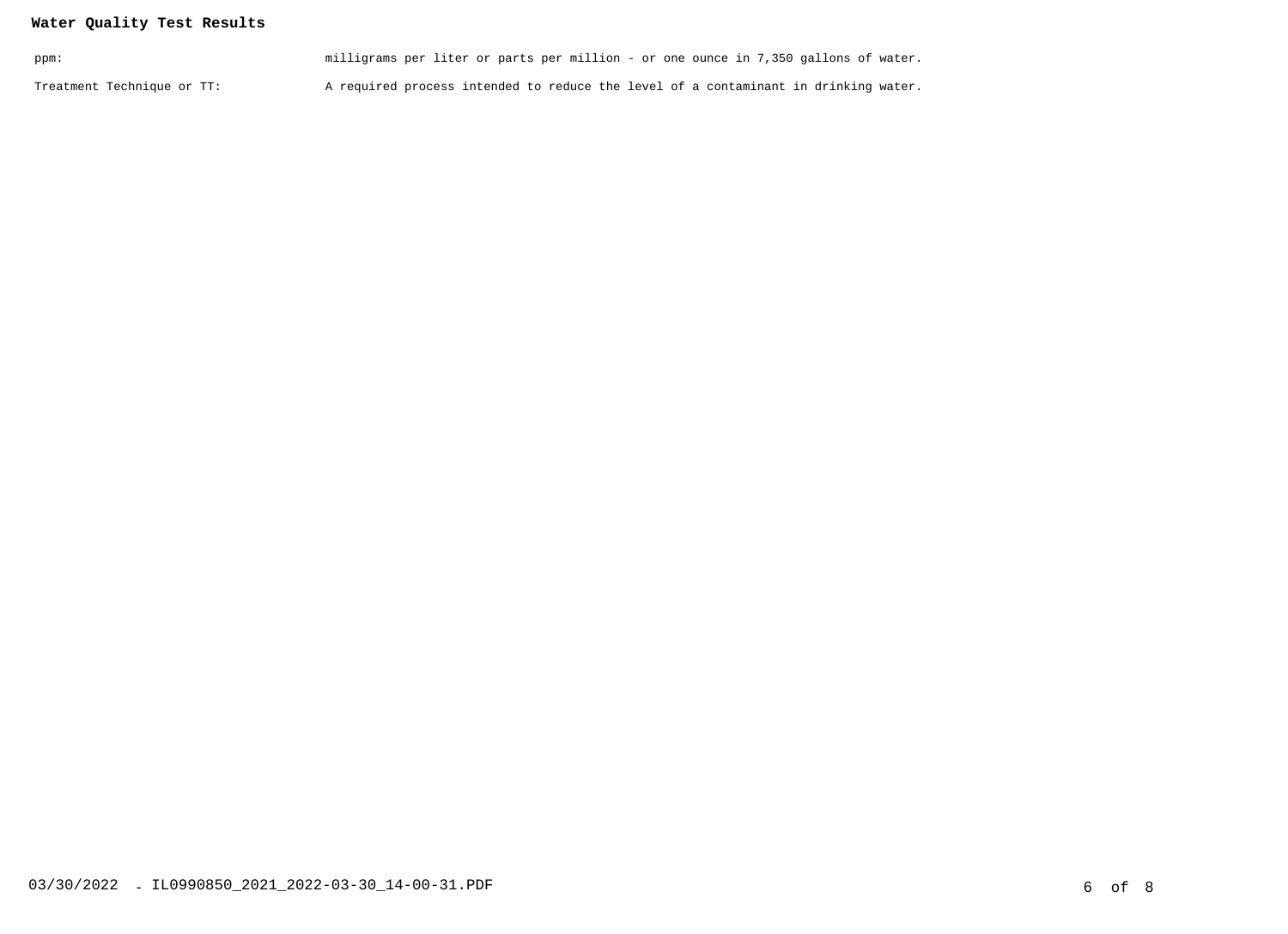**Water Quality Test Results**

| | |
|---|---|
| ppm: | milligrams per liter or parts per million - or one ounce in 7,350 gallons of water. |
| Treatment Technique or TT: | A required process intended to reduce the level of a contaminant in drinking water. |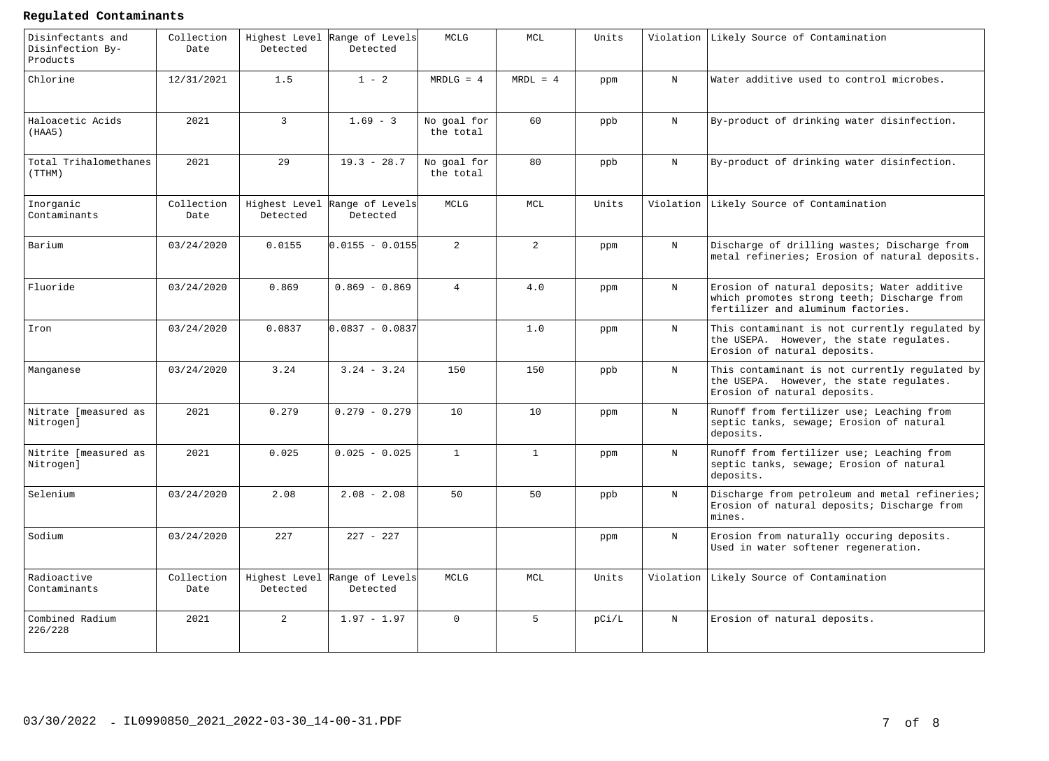**Regulated Contaminants**

| Disinfectants and Disinfection By-Products | Collection Date | Highest Level Detected | Range of Levels Detected | MCLG | MCL | Units | Violation | Likely Source of Contamination |
|---|---|---|---|---|---|---|---|---|
| Chlorine | 12/31/2021 | 1.5 | 1 - 2 | MRDLG = 4 | MRDL = 4 | ppm | N | Water additive used to control microbes. |
| Haloacetic Acids (HAA5) | 2021 | 3 | 1.69 - 3 | No goal for the total | 60 | ppb | N | By-product of drinking water disinfection. |
| Total Trihalomethanes (TTHM) | 2021 | 29 | 19.3 - 28.7 | No goal for the total | 80 | ppb | N | By-product of drinking water disinfection. |
| **Inorganic Contaminants** | **Collection Date** | **Highest Level Detected** | **Range of Levels Detected** | **MCLG** | **MCL** | **Units** | **Violation** | **Likely Source of Contamination** |
| Barium | 03/24/2020 | 0.0155 | 0.0155 - 0.0155 | 2 | 2 | ppm | N | Discharge of drilling wastes; Discharge from metal refineries; Erosion of natural deposits. |
| Fluoride | 03/24/2020 | 0.869 | 0.869 - 0.869 | 4 | 4.0 | ppm | N | Erosion of natural deposits; Water additive which promotes strong teeth; Discharge from fertilizer and aluminum factories. |
| Iron | 03/24/2020 | 0.0837 | 0.0837 - 0.0837 | | 1.0 | ppm | N | This contaminant is not currently regulated by the USEPA. However, the state regulates. Erosion of natural deposits. |
| Manganese | 03/24/2020 | 3.24 | 3.24 - 3.24 | 150 | 150 | ppb | N | This contaminant is not currently regulated by the USEPA. However, the state regulates. Erosion of natural deposits. |
| Nitrate [measured as Nitrogen] | 2021 | 0.279 | 0.279 - 0.279 | 10 | 10 | ppm | N | Runoff from fertilizer use; Leaching from septic tanks, sewage; Erosion of natural deposits. |
| Nitrite [measured as Nitrogen] | 2021 | 0.025 | 0.025 - 0.025 | 1 | 1 | ppm | N | Runoff from fertilizer use; Leaching from septic tanks, sewage; Erosion of natural deposits. |
| Selenium | 03/24/2020 | 2.08 | 2.08 - 2.08 | 50 | 50 | ppb | N | Discharge from petroleum and metal refineries; Erosion of natural deposits; Discharge from mines. |
| Sodium | 03/24/2020 | 227 | 227 - 227 | | | ppm | N | Erosion from naturally occuring deposits. Used in water softener regeneration. |
| **Radioactive Contaminants** | **Collection Date** | **Highest Level Detected** | **Range of Levels Detected** | **MCLG** | **MCL** | **Units** | **Violation** | **Likely Source of Contamination** |
| Combined Radium 226/228 | 2021 | 2 | 1.97 - 1.97 | 0 | 5 | pCi/L | N | Erosion of natural deposits. |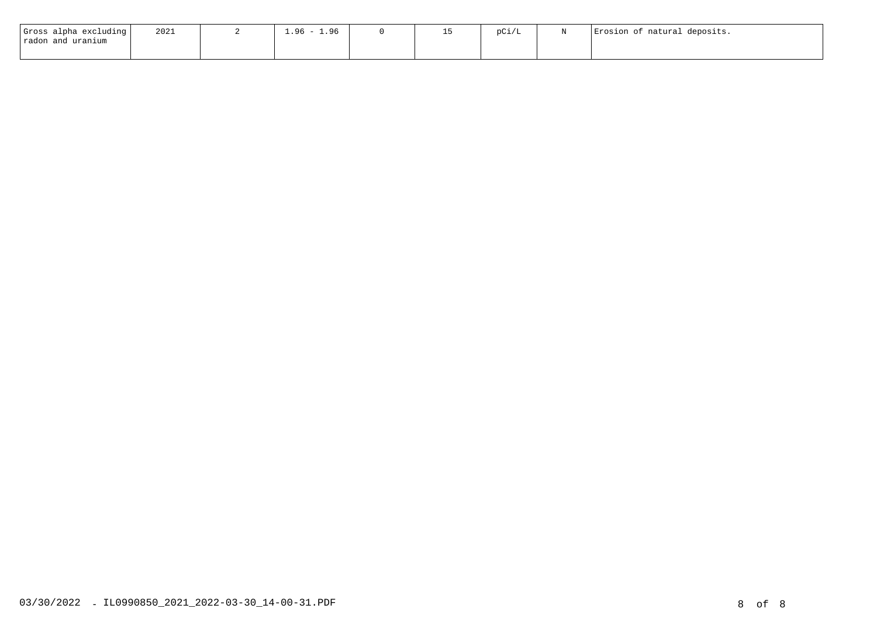| | | | | | | | | |
|---|---|---|---|---|---|---|---|---|
| Gross alpha excluding radon and uranium | 2021 | 2 | 1.96 - 1.96 | 0 | 15 | pCi/L | N | Erosion of natural deposits. |

03/30/2022 - IL0990850_2021_2022-03-30_14-00-31.PDF